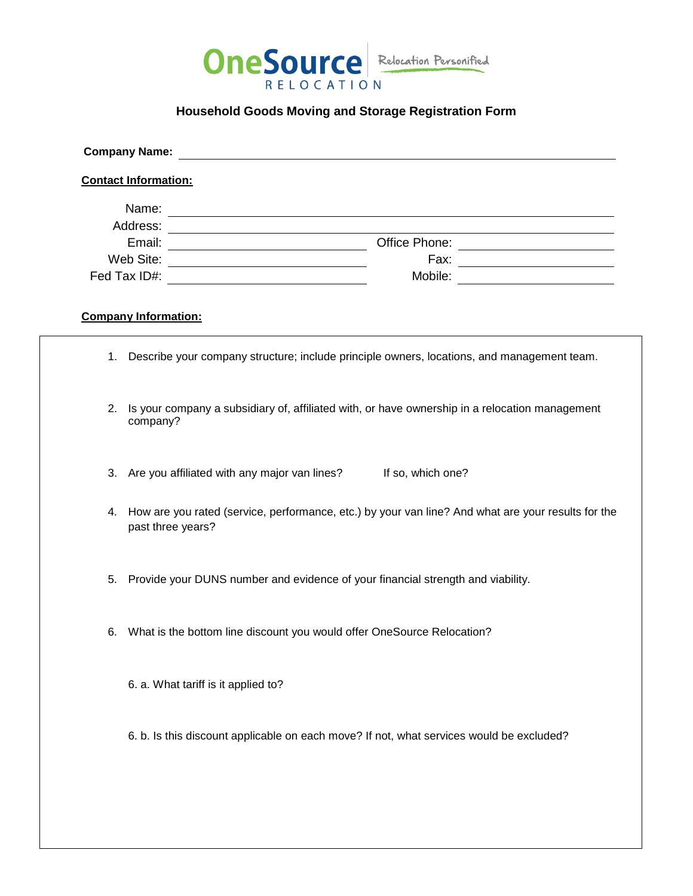OneSource RELOCATION — Relocation Personified

# Household Goods Moving and Storage Registration Form

**Company Name:** ______________________________

**Contact Information:**

Name: ______________________________

Address: ______________________________

Email: ______________________ Office Phone: ______________________

Web Site: ______________________ Fax: ______________________

Fed Tax ID#: ______________________ Mobile: ______________________

**Company Information:**

1. Describe your company structure; include principle owners, locations, and management team.

2. Is your company a subsidiary of, affiliated with, or have ownership in a relocation management company?

3. Are you affiliated with any major van lines? If so, which one?

4. How are you rated (service, performance, etc.) by your van line? And what are your results for the past three years?

5. Provide your DUNS number and evidence of your financial strength and viability.

6. What is the bottom line discount you would offer OneSource Relocation?

   6. a. What tariff is it applied to?

   6. b. Is this discount applicable on each move? If not, what services would be excluded?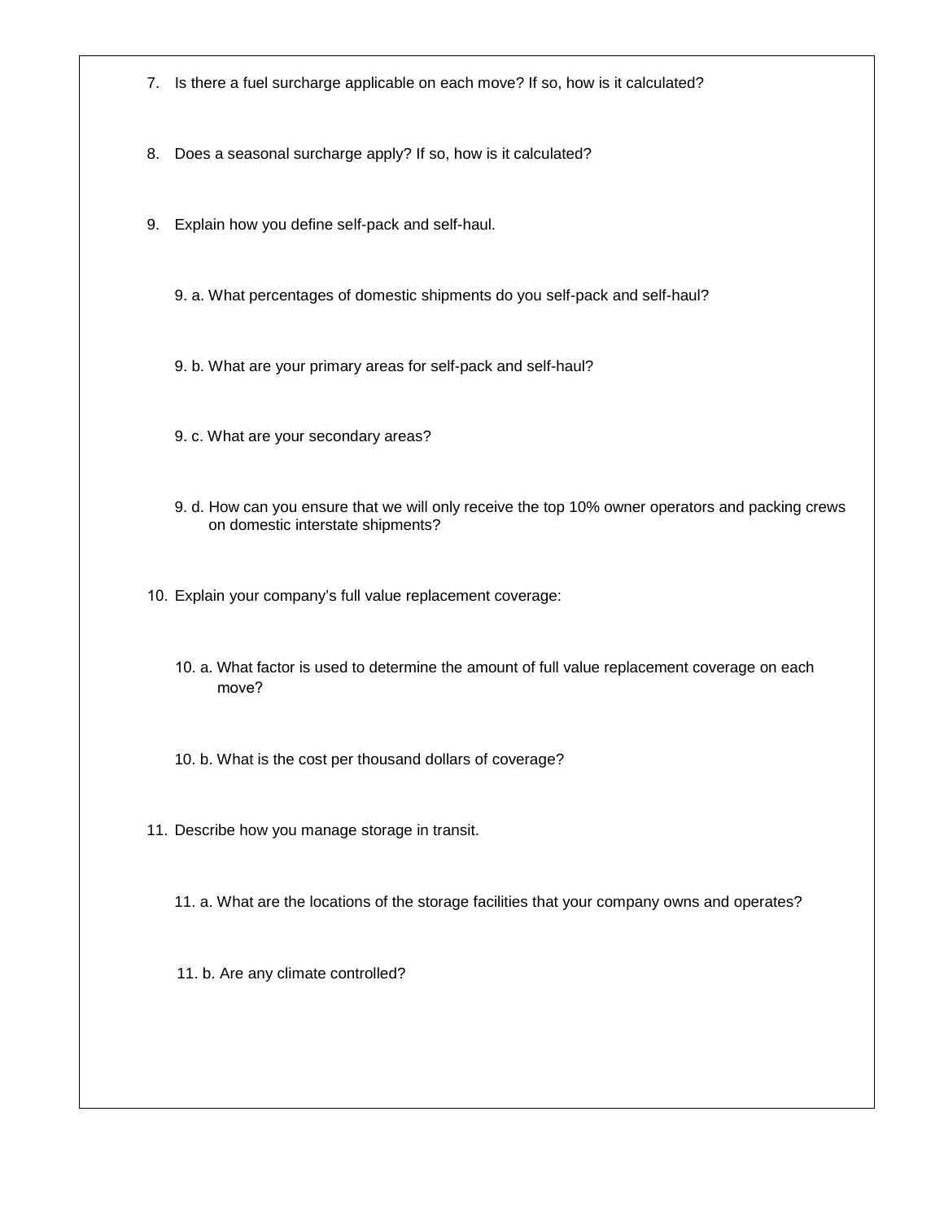7. Is there a fuel surcharge applicable on each move? If so, how is it calculated?

8. Does a seasonal surcharge apply? If so, how is it calculated?

9. Explain how you define self-pack and self-haul.

   9. a. What percentages of domestic shipments do you self-pack and self-haul?

   9. b. What are your primary areas for self-pack and self-haul?

   9. c. What are your secondary areas?

   9. d. How can you ensure that we will only receive the top 10% owner operators and packing crews on domestic interstate shipments?

10. Explain your company's full value replacement coverage:

    10. a. What factor is used to determine the amount of full value replacement coverage on each move?

    10. b. What is the cost per thousand dollars of coverage?

11. Describe how you manage storage in transit.

    11. a. What are the locations of the storage facilities that your company owns and operates?

    11. b. Are any climate controlled?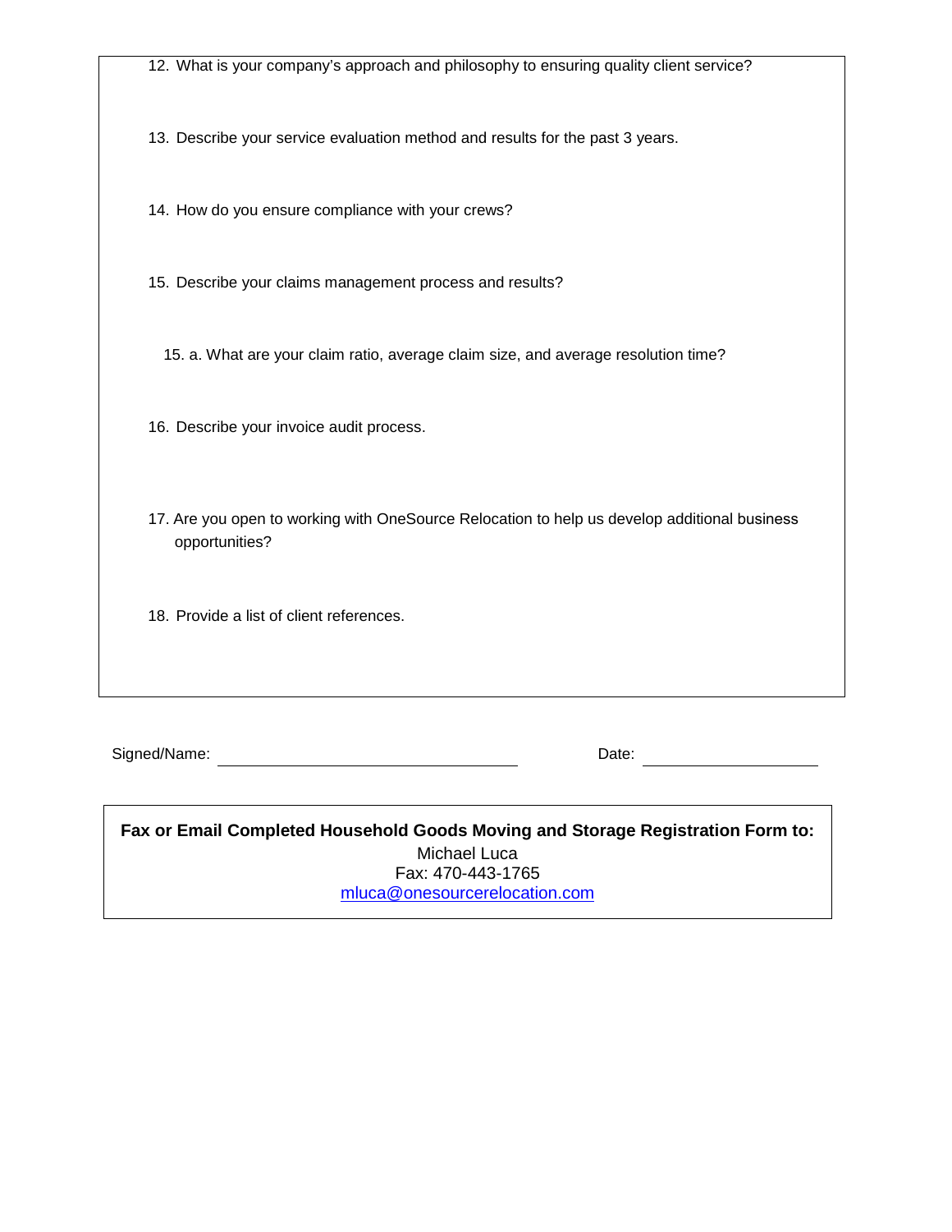12. What is your company's approach and philosophy to ensuring quality client service?

13. Describe your service evaluation method and results for the past 3 years.

14. How do you ensure compliance with your crews?

15. Describe your claims management process and results?

    15. a. What are your claim ratio, average claim size, and average resolution time?

16. Describe your invoice audit process.

17. Are you open to working with OneSource Relocation to help us develop additional business opportunities?

18. Provide a list of client references.

Signed/Name: ______________________________ Date: ________________

**Fax or Email Completed Household Goods Moving and Storage Registration Form to:**

Michael Luca

Fax: 470-443-1765

mluca@onesourcerelocation.com